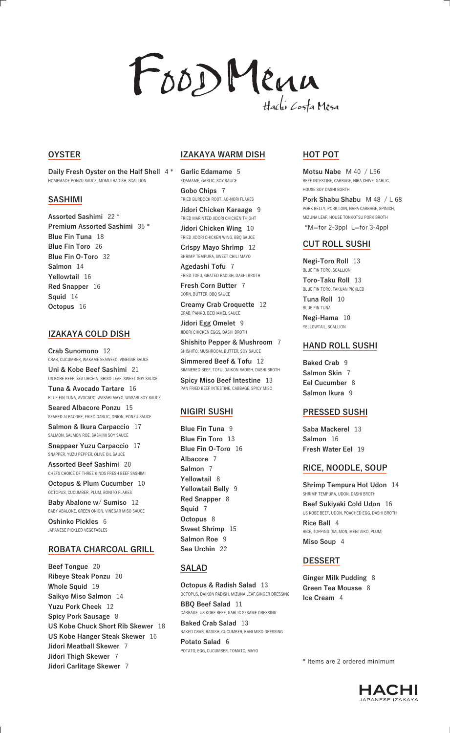# FoodMenu

Hachi Costa Mesa

## OYSTER

**Daily Fresh Oyster on the Half Shell** 4 *
HOMEMADE PONZU SAUCE, MOMIJI RADISH, SCALLION

## SASHIMI

**Assorted Sashimi** 22 *
**Premium Assorted Sashimi** 35 *
**Blue Fin Tuna** 18
**Blue Fin Toro** 26
**Blue Fin O-Toro** 32
**Salmon** 14
**Yellowtail** 16
**Red Snapper** 16
**Squid** 14
**Octopus** 16

## IZAKAYA COLD DISH

**Crab Sunomono** 12
CRAB, CUCUMBER, WAKAME SEAWEED, VINEGAR SAUCE

**Uni & Kobe Beef Sashimi** 21
US KOBE BEEF, SEA URCHIN, SHISO LEAF, SWEET SOY SAUCE

**Tuna & Avocado Tartare** 16
BLUE FIN TUNA, AVOCADO, WASABI MAYO, WASABI SOY SAUCE

**Seared Albacore Ponzu** 15
SEARED ALBACORE, FRIED GARLIC, ONION, PONZU SAUCE

**Salmon & Ikura Carpaccio** 17
SALMON, SALMON ROE, SASHIMI SOY SAUCE

**Snappaer Yuzu Carpaccio** 17
SNAPPER, YUZU PEPPER, OLIVE OIL SAUCE

**Assorted Beef Sashimi** 20
CHEFS CHOICE OF THREE KINDS FRESH BEEF SASHIMI

**Octopus & Plum Cucumber** 10
OCTOPUS, CUCUMBER, PLUM, BONITO FLAKES

**Baby Abalone w/ Sumiso** 12
BABY ABALONE, GREEN ONION, VINEGAR MISO SAUCE

**Oshinko Pickles** 6
JAPANESE PICKLED VEGETABLES

## ROBATA CHARCOAL GRILL

**Beef Tongue** 20
**Ribeye Steak Ponzu** 20
**Whole Squid** 19
**Saikyo Miso Salmon** 14
**Yuzu Pork Cheek** 12
**Spicy Pork Sausage** 8
**US Kobe Chuck Short Rib Skewer** 18
**US Kobe Hanger Steak Skewer** 16
**Jidori Meatball Skewer** 7
**Jidori Thigh Skewer** 7
**Jidori Carlitage Skewer** 7

## IZAKAYA WARM DISH

**Garlic Edamame** 5
EDAMAME, GARLIC, SOY SAUCE

**Gobo Chips** 7
FRIED BURDOCK ROOT, AO-NORI FLAKES

**Jidori Chicken Karaage** 9
FRIED MARINTED JIDORI CHICKEN THIGHT

**Jidori Chicken Wing** 10
FRIED JIDORI CHICKEN WING, BBQ SAUCE

**Crispy Mayo Shrimp** 12
SHRIMP TEMPURA, SWEET CHILI MAYO

**Agedashi Tofu** 7
FRIED TOFU, GRATED RADISH, DASHI BROTH

**Fresh Corn Butter** 7
CORN, BUTTER, BBQ SAUCE

**Creamy Crab Croquette** 12
CRAB, PANKO, BECHAMEL SAUCE

**Jidori Egg Omelet** 9
JIDORI CHICKEN EGGS, DASHI BROTH

**Shishito Pepper & Mushroom** 7
SHISHITO, MUSHROOM, BUTTER, SOY SAUCE

**Simmered Beef & Tofu** 12
SIMMERED BEEF, TOFU, DAIKON RADISH, DASHI BROTH

**Spicy Miso Beef Intestine** 13
PAN FRIED BEEF INTESTINE, CABBAGE, SPICY MISO

## NIGIRI SUSHI

**Blue Fin Tuna** 9
**Blue Fin Toro** 13
**Blue Fin O-Toro** 16
**Albacore** 7
**Salmon** 7
**Yellowtail** 8
**Yellowtail Belly** 9
**Red Snapper** 8
**Squid** 7
**Octopus** 8
**Sweet Shrimp** 15
**Salmon Roe** 9
**Sea Urchin** 22

## SALAD

**Octopus & Radish Salad** 13
OCTOPUS, DAIKON RADISH, MIZUNA LEAF,GINGER DRESSING

**BBQ Beef Salad** 11
CABBAGE, US KOBE BEEF, GARLIC SESAME DRESSING

**Baked Crab Salad** 13
BAKED CRAB, RADISH, CUCUMBER, KANI MISO DRESSING

**Potato Salad** 6
POTATO, EGG, CUCUMBER, TOMATO, MAYO

## HOT POT

**Motsu Nabe** M 40 / L56
BEEF INTESTINE, CABBAGE, NIRA CHIVE, GARLIC, HOUSE SOY DASHI BORTH

**Pork Shabu Shabu** M 48 / L 68
PORK BELLY, PORK LOIN, NAPA CABBAGE, SPINICH, MIZUNA LEAF, HOUSE TONKOTSU PORK BROTH

*M=for 2-3ppl L=for 3-4ppl

## CUT ROLL SUSHI

**Negi-Toro Roll** 13
BLUE FIN TORO, SCALLION

**Toro-Taku Roll** 13
BLUE FIN TORO, TAKUAN PICKLED

**Tuna Roll** 10
BLUE FIN TUNA

**Negi-Hama** 10
YELLOWTAIL, SCALLION

## HAND ROLL SUSHI

**Baked Crab** 9
**Salmon Skin** 7
**Eel Cucumber** 8
**Salmon Ikura** 9

## PRESSED SUSHI

**Saba Mackerel** 13
**Salmon** 16
**Fresh Water Eel** 19

## RICE, NOODLE, SOUP

**Shrimp Tempura Hot Udon** 14
SHRIMP TEMPURA, UDON, DASHI BROTH

**Beef Sukiyaki Cold Udon** 16
US KOBE BEEF, UDON, POACHED EGG, DASHI BROTH

**Rice Ball** 4
RICE, TOPPING (SALMON, MENTAIKO, PLUM)

**Miso Soup** 4

## DESSERT

**Ginger Milk Pudding** 8
**Green Tea Mousse** 8
**Ice Cream** 4

* Items are 2 ordered minimum

HACHI
JAPANESE IZAKAYA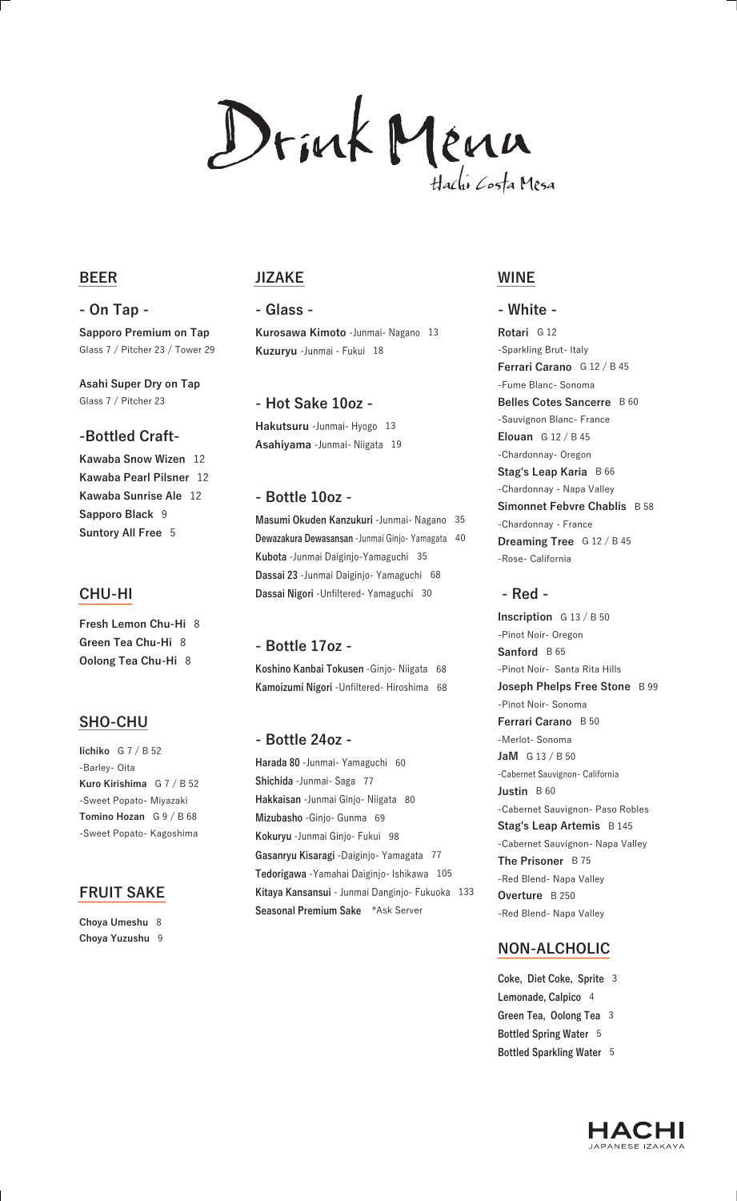# Drink Menu

Hachi Costa Mesa

## BEER

### - On Tap -

**Sapporo Premium on Tap**
Glass 7 / Pitcher 23 / Tower 29

**Asahi Super Dry on Tap**
Glass 7 / Pitcher 23

### -Bottled Craft-

**Kawaba Snow Wizen** 12
**Kawaba Pearl Pilsner** 12
**Kawaba Sunrise Ale** 12
**Sapporo Black** 9
**Suntory All Free** 5

## CHU-HI

**Fresh Lemon Chu-Hi** 8
**Green Tea Chu-Hi** 8
**Oolong Tea Chu-Hi** 8

## SHO-CHU

**Iichiko** G 7 / B 52
-Barley- Oita
**Kuro Kirishima** G 7 / B 52
-Sweet Popato- Miyazaki
**Tomino Hozan** G 9 / B 68
-Sweet Popato- Kagoshima

## FRUIT SAKE

**Choya Umeshu** 8
**Choya Yuzushu** 9

## JIZAKE

### - Glass -

**Kurosawa Kimoto** -Junmai- Nagano 13
**Kuzuryu** -Junmai - Fukui 18

### - Hot Sake 10oz -

**Hakutsuru** -Junmai- Hyogo 13
**Asahiyama** -Junmai- Niigata 19

### - Bottle 10oz -

**Masumi Okuden Kanzukuri** -Junmai- Nagano 35
**Dewazakura Dewasansan** -Junmai Ginjo- Yamagata 40
**Kubota** -Junmai Daiginjo-Yamaguchi 35
**Dassai 23** -Junmai Daiginjo- Yamaguchi 68
**Dassai Nigori** -Unfiltered- Yamaguchi 30

### - Bottle 17oz -

**Koshino Kanbai Tokusen** -Ginjo- Niigata 68
**Kamoizumi Nigori** -Unfiltered- Hiroshima 68

### - Bottle 24oz -

**Harada 80** -Junmai- Yamaguchi 60
**Shichida** -Junmai- Saga 77
**Hakkaisan** -Junmai Ginjo- Niigata 80
**Mizubasho** -Ginjo- Gunma 69
**Kokuryu** -Junmai Ginjo- Fukui 98
**Gasanryu Kisaragi** -Daiginjo- Yamagata 77
**Tedorigawa** -Yamahai Daiginjo- Ishikawa 105
**Kitaya Kansansui** - Junmai Danginjo- Fukuoka 133
**Seasonal Premium Sake** *Ask Server

## WINE

### - White -

**Rotari** G 12
-Sparkling Brut- Italy
**Ferrari Carano** G 12 / B 45
-Fume Blanc- Sonoma
**Belles Cotes Sancerre** B 60
-Sauvignon Blanc- France
**Elouan** G 12 / B 45
-Chardonnay- Oregon
**Stag's Leap Karia** B 66
-Chardonnay - Napa Valley
**Simonnet Febvre Chablis** B 58
-Chardonnay - France
**Dreaming Tree** G 12 / B 45
-Rose- California

### - Red -

**Inscription** G 13 / B 50
-Pinot Noir- Oregon
**Sanford** B 65
-Pinot Noir- Santa Rita Hills
**Joseph Phelps Free Stone** B 99
-Pinot Noir- Sonoma
**Ferrari Carano** B 50
-Merlot- Sonoma
**JaM** G 13 / B 50
-Cabernet Sauvignon- California
**Justin** B 60
-Cabernet Sauvignon- Paso Robles
**Stag's Leap Artemis** B 145
-Cabernet Sauvignon- Napa Valley
**The Prisoner** B 75
-Red Blend- Napa Valley
**Overture** B 250
-Red Blend- Napa Valley

## NON-ALCHOLIC

**Coke, Diet Coke, Sprite** 3
**Lemonade, Calpico** 4
**Green Tea, Oolong Tea** 3
**Bottled Spring Water** 5
**Bottled Sparkling Water** 5

HACHI
JAPANESE IZAKAYA